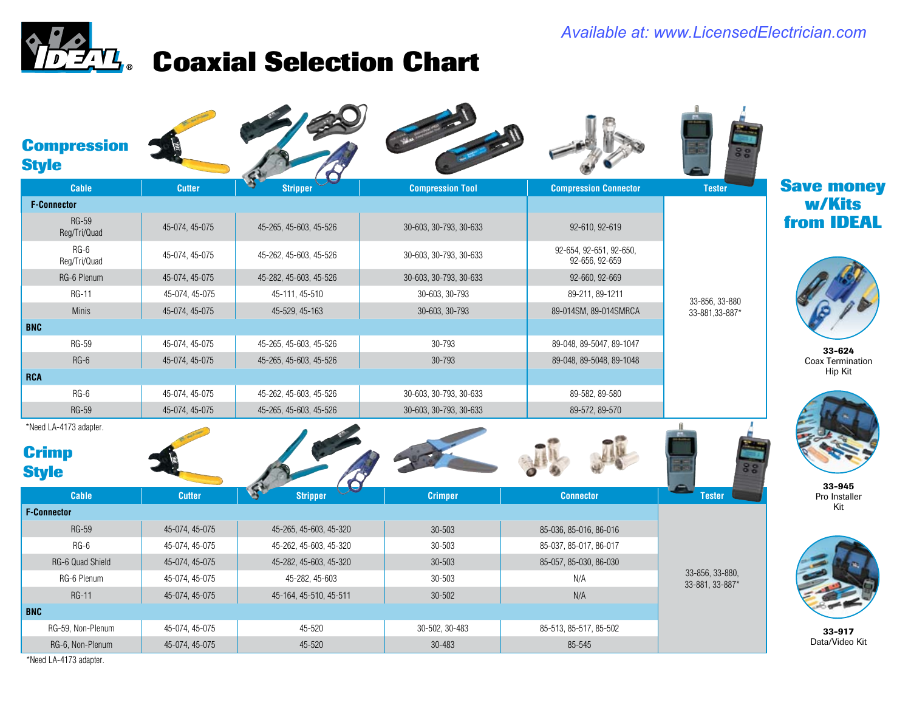Available at: www.LicensedElectrician.com

# IDEAL Coaxial Selection Chart

## Compression Style

| Cable | Cutter | Stripper | Compression Tool | Compression Connector | Tester |
|---|---|---|---|---|---|
| **F-Connector** | | | | | |
| RG-59 Reg/Tri/Quad | 45-074, 45-075 | 45-265, 45-603, 45-526 | 30-603, 30-793, 30-633 | 92-610, 92-619 | 33-856, 33-880 33-881,33-887* |
| RG-6 Reg/Tri/Quad | 45-074, 45-075 | 45-262, 45-603, 45-526 | 30-603, 30-793, 30-633 | 92-654, 92-651, 92-650, 92-656, 92-659 | |
| RG-6 Plenum | 45-074, 45-075 | 45-282, 45-603, 45-526 | 30-603, 30-793, 30-633 | 92-660, 92-669 | |
| RG-11 | 45-074, 45-075 | 45-111, 45-510 | 30-603, 30-793 | 89-211, 89-1211 | |
| Minis | 45-074, 45-075 | 45-529, 45-163 | 30-603, 30-793 | 89-014SM, 89-014SMRCA | |
| **BNC** | | | | | |
| RG-59 | 45-074, 45-075 | 45-265, 45-603, 45-526 | 30-793 | 89-048, 89-5047, 89-1047 | |
| RG-6 | 45-074, 45-075 | 45-265, 45-603, 45-526 | 30-793 | 89-048, 89-5048, 89-1048 | |
| **RCA** | | | | | |
| RG-6 | 45-074, 45-075 | 45-262, 45-603, 45-526 | 30-603, 30-793, 30-633 | 89-582, 89-580 | |
| RG-59 | 45-074, 45-075 | 45-265, 45-603, 45-526 | 30-603, 30-793, 30-633 | 89-572, 89-570 | |

*Need LA-4173 adapter.

## Crimp Style

| Cable | Cutter | Stripper | Crimper | Connector | Tester |
|---|---|---|---|---|---|
| **F-Connector** | | | | | |
| RG-59 | 45-074, 45-075 | 45-265, 45-603, 45-320 | 30-503 | 85-036, 85-016, 86-016 | 33-856, 33-880, 33-881, 33-887* |
| RG-6 | 45-074, 45-075 | 45-262, 45-603, 45-320 | 30-503 | 85-037, 85-017, 86-017 | |
| RG-6 Quad Shield | 45-074, 45-075 | 45-282, 45-603, 45-320 | 30-503 | 85-057, 85-030, 86-030 | |
| RG-6 Plenum | 45-074, 45-075 | 45-282, 45-603 | 30-503 | N/A | |
| RG-11 | 45-074, 45-075 | 45-164, 45-510, 45-511 | 30-502 | N/A | |
| **BNC** | | | | | |
| RG-59, Non-Plenum | 45-074, 45-075 | 45-520 | 30-502, 30-483 | 85-513, 85-517, 85-502 | |
| RG-6, Non-Plenum | 45-074, 45-075 | 45-520 | 30-483 | 85-545 | |

*Need LA-4173 adapter.

## Save money w/Kits from IDEAL

**33-624**
Coax Termination Hip Kit

**33-945**
Pro Installer Kit

**33-917**
Data/Video Kit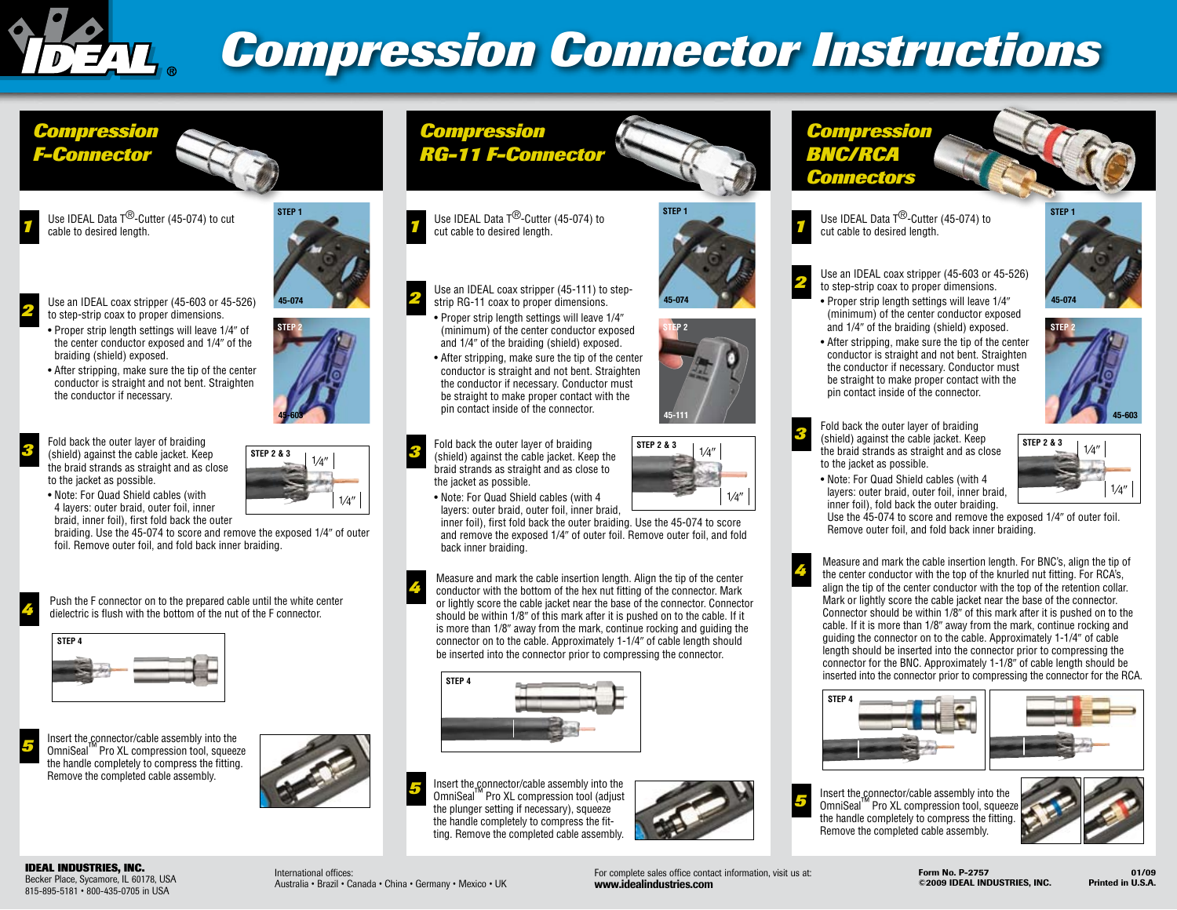# Compression Connector Instructions

## Compression F-Connector

**1** Use IDEAL Data T®-Cutter (45-074) to cut cable to desired length.

**2** Use an IDEAL coax stripper (45-603 or 45-526) to step-strip coax to proper dimensions.

- Proper strip length settings will leave 1/4″ of the center conductor exposed and 1/4″ of the braiding (shield) exposed.
- After stripping, make sure the tip of the center conductor is straight and not bent. Straighten the conductor if necessary.

**3** Fold back the outer layer of braiding (shield) against the cable jacket. Keep the braid strands as straight and as close to the jacket as possible.

- Note: For Quad Shield cables (with 4 layers: outer braid, outer foil, inner braid, inner foil), first fold back the outer braiding. Use the 45-074 to score and remove the exposed 1/4″ of outer foil. Remove outer foil, and fold back inner braiding.

**4** Push the F connector on to the prepared cable until the white center dielectric is flush with the bottom of the nut of the F connector.

**5** Insert the connector/cable assembly into the OmniSeal™ Pro XL compression tool, squeeze the handle completely to compress the fitting. Remove the completed cable assembly.

## Compression RG-11 F-Connector

**1** Use IDEAL Data T®-Cutter (45-074) to cut cable to desired length.

**2** Use an IDEAL coax stripper (45-111) to step-strip RG-11 coax to proper dimensions.

- Proper strip length settings will leave 1/4″ (minimum) of the center conductor exposed and 1/4″ of the braiding (shield) exposed.
- After stripping, make sure the tip of the center conductor is straight and not bent. Straighten the conductor if necessary. Conductor must be straight to make proper contact with the pin contact inside of the connector.

**3** Fold back the outer layer of braiding (shield) against the cable jacket. Keep the braid strands as straight and as close to the jacket as possible.

- Note: For Quad Shield cables (with 4 layers: outer braid, outer foil, inner braid, inner foil), first fold back the outer braiding. Use the 45-074 to score and remove the exposed 1/4″ of outer foil. Remove outer foil, and fold back inner braiding.

**4** Measure and mark the cable insertion length. Align the tip of the center conductor with the bottom of the hex nut fitting of the connector. Mark or lightly score the cable jacket near the base of the connector. Connector should be within 1/8″ of this mark after it is pushed on to the cable. If it is more than 1/8″ away from the mark, continue rocking and guiding the connector on to the cable. Approximately 1-1/4″ of cable length should be inserted into the connector prior to compressing the connector.

**5** Insert the connector/cable assembly into the OmniSeal™ Pro XL compression tool (adjust the plunger setting if necessary), squeeze the handle completely to compress the fitting. Remove the completed cable assembly.

## Compression BNC/RCA Connectors

**1** Use IDEAL Data T®-Cutter (45-074) to cut cable to desired length.

**2** Use an IDEAL coax stripper (45-603 or 45-526) to step-strip coax to proper dimensions.

- Proper strip length settings will leave 1/4″ (minimum) of the center conductor exposed and 1/4″ of the braiding (shield) exposed.
- After stripping, make sure the tip of the center conductor is straight and not bent. Straighten the conductor if necessary. Conductor must be straight to make proper contact with the pin contact inside of the connector.

**3** Fold back the outer layer of braiding (shield) against the cable jacket. Keep the braid strands as straight and as close to the jacket as possible.

- Note: For Quad Shield cables (with 4 layers: outer braid, outer foil, inner braid, inner foil), fold back the outer braiding. Use the 45-074 to score and remove the exposed 1/4″ of outer foil. Remove outer foil, and fold back inner braiding.

**4** Measure and mark the cable insertion length. For BNC's, align the tip of the center conductor with the top of the knurled nut fitting. For RCA's, align the tip of the center conductor with the top of the retention collar. Mark or lightly score the cable jacket near the base of the connector. Connector should be within 1/8″ of this mark after it is pushed on to the cable. If it is more than 1/8″ away from the mark, continue rocking and guiding the connector on to the cable. Approximately 1-1/4″ of cable length should be inserted into the connector prior to compressing the connector for the BNC. Approximately 1-1/8″ of cable length should be inserted into the connector prior to compressing the connector for the RCA.

**5** Insert the connector/cable assembly into the OmniSeal™ Pro XL compression tool, squeeze the handle completely to compress the fitting. Remove the completed cable assembly.

---

**IDEAL INDUSTRIES, INC.**
Becker Place, Sycamore, IL 60178, USA
815-895-5181 • 800-435-0705 in USA

International offices:
Australia • Brazil • Canada • China • Germany • Mexico • UK

For complete sales office contact information, visit us at:
**www.idealindustries.com**

**Form No. P-2757**
**©2009 IDEAL INDUSTRIES, INC.**

**01/09**
**Printed in U.S.A.**